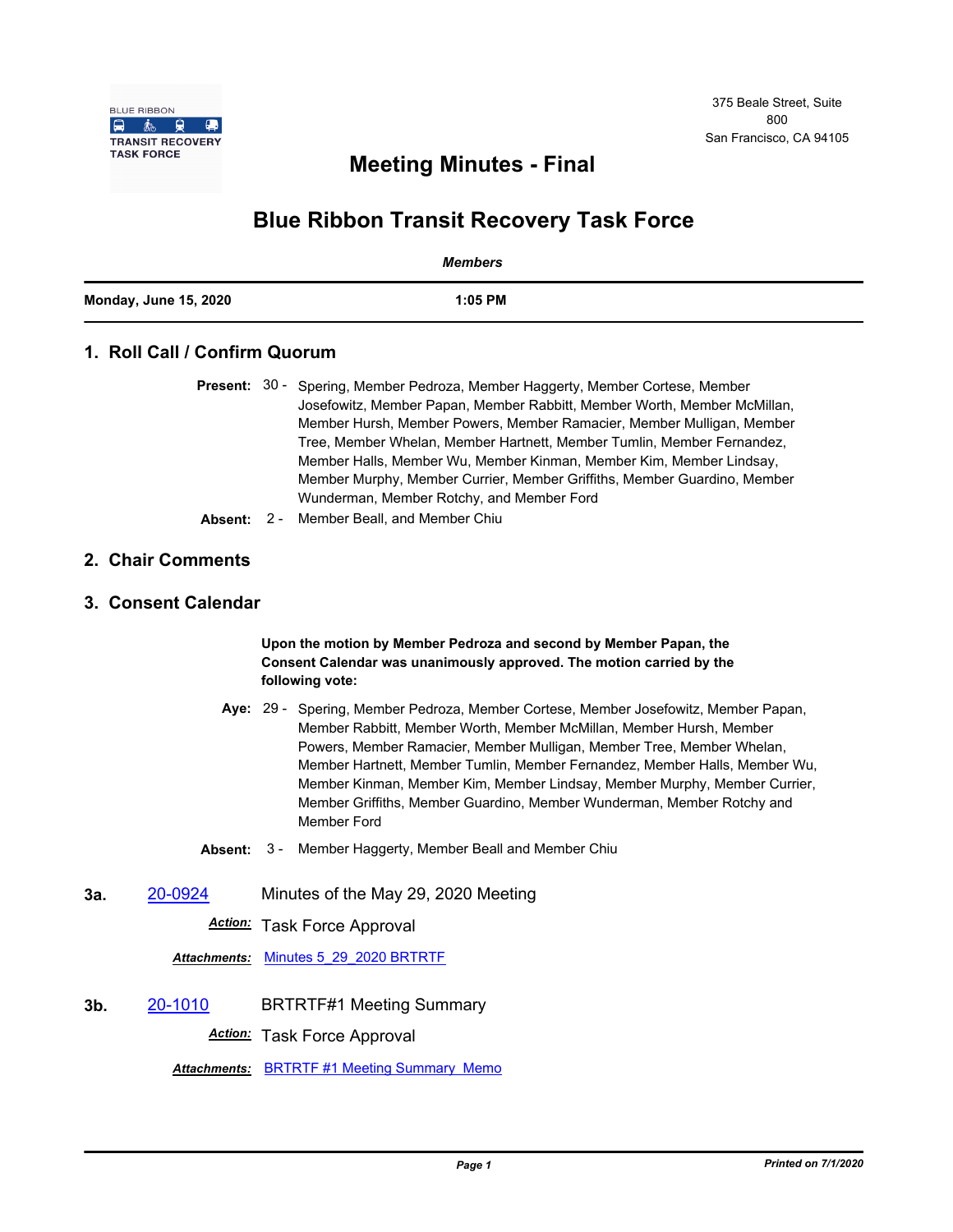BLUE RIBBON TRANSIT RECOVERY TASK FORCE

375 Beale Street, Suite 800
San Francisco, CA 94105

# Meeting Minutes - Final

# Blue Ribbon Transit Recovery Task Force

*Members*

**Monday, June 15, 2020** **1:05 PM**

## 1. Roll Call / Confirm Quorum

**Present:** 30 - Spering, Member Pedroza, Member Haggerty, Member Cortese, Member Josefowitz, Member Papan, Member Rabbitt, Member Worth, Member McMillan, Member Hursh, Member Powers, Member Ramacier, Member Mulligan, Member Tree, Member Whelan, Member Hartnett, Member Tumlin, Member Fernandez, Member Halls, Member Wu, Member Kinman, Member Kim, Member Lindsay, Member Murphy, Member Currier, Member Griffiths, Member Guardino, Member Wunderman, Member Rotchy, and Member Ford

**Absent:** 2 - Member Beall, and Member Chiu

## 2. Chair Comments

## 3. Consent Calendar

**Upon the motion by Member Pedroza and second by Member Papan, the Consent Calendar was unanimously approved. The motion carried by the following vote:**

**Aye:** 29 - Spering, Member Pedroza, Member Cortese, Member Josefowitz, Member Papan, Member Rabbitt, Member Worth, Member McMillan, Member Hursh, Member Powers, Member Ramacier, Member Mulligan, Member Tree, Member Whelan, Member Hartnett, Member Tumlin, Member Fernandez, Member Halls, Member Wu, Member Kinman, Member Kim, Member Lindsay, Member Murphy, Member Currier, Member Griffiths, Member Guardino, Member Wunderman, Member Rotchy and Member Ford

**Absent:** 3 - Member Haggerty, Member Beall and Member Chiu

**3a.** 20-0924 Minutes of the May 29, 2020 Meeting

***Action:*** Task Force Approval

***Attachments:*** Minutes 5_29_2020 BRTRTF

**3b.** 20-1010 BRTRTF#1 Meeting Summary

***Action:*** Task Force Approval

***Attachments:*** BRTRTF #1 Meeting Summary_Memo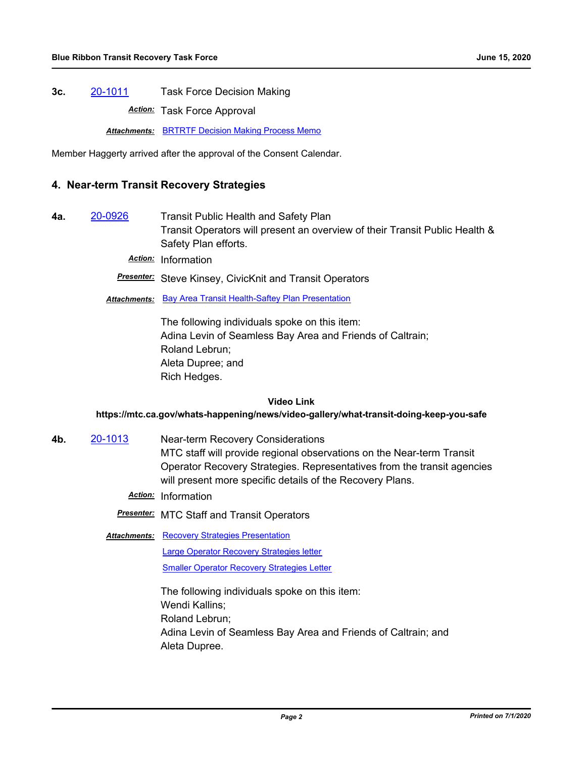**3c.** 20-1011 Task Force Decision Making

*Action:* Task Force Approval

*Attachments:* BRTRTF Decision Making Process Memo

Member Haggerty arrived after the approval of the Consent Calendar.

## 4. Near-term Transit Recovery Strategies

**4a.** 20-0926 Transit Public Health and Safety Plan

Transit Operators will present an overview of their Transit Public Health & Safety Plan efforts.

*Action:* Information

*Presenter:* Steve Kinsey, CivicKnit and Transit Operators

*Attachments:* Bay Area Transit Health-Saftey Plan Presentation

The following individuals spoke on this item:
Adina Levin of Seamless Bay Area and Friends of Caltrain;
Roland Lebrun;
Aleta Dupree; and
Rich Hedges.

**Video Link**
**https://mtc.ca.gov/whats-happening/news/video-gallery/what-transit-doing-keep-you-safe**

**4b.** 20-1013 Near-term Recovery Considerations

MTC staff will provide regional observations on the Near-term Transit Operator Recovery Strategies. Representatives from the transit agencies will present more specific details of the Recovery Plans.

*Action:* Information

*Presenter:* MTC Staff and Transit Operators

*Attachments:* Recovery Strategies Presentation
Large Operator Recovery Strategies letter
Smaller Operator Recovery Strategies Letter

The following individuals spoke on this item:
Wendi Kallins;
Roland Lebrun;
Adina Levin of Seamless Bay Area and Friends of Caltrain; and
Aleta Dupree.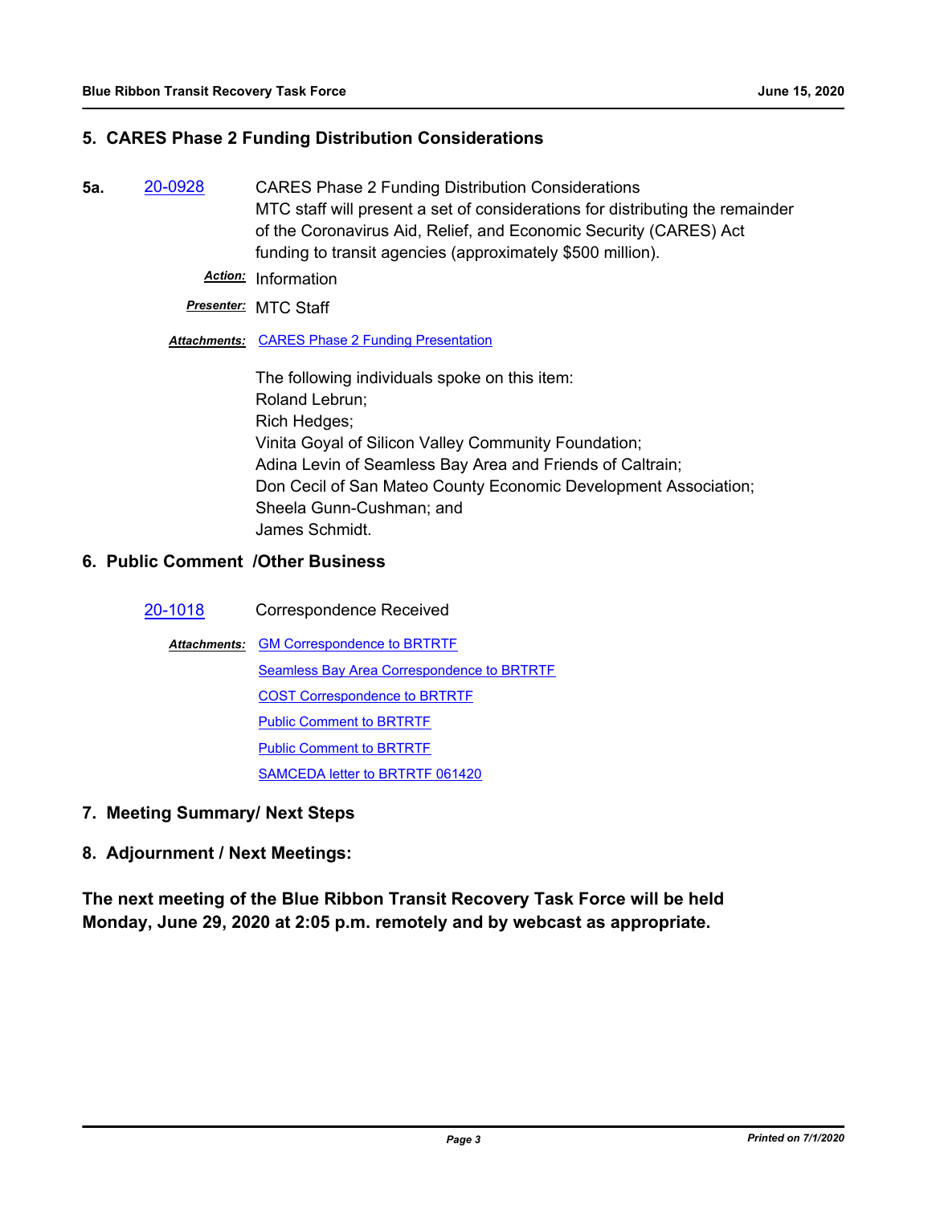## 5. CARES Phase 2 Funding Distribution Considerations

**5a.** 20-0928 CARES Phase 2 Funding Distribution Considerations

MTC staff will present a set of considerations for distributing the remainder of the Coronavirus Aid, Relief, and Economic Security (CARES) Act funding to transit agencies (approximately $500 million).

***Action:*** Information

***Presenter:*** MTC Staff

***Attachments:*** CARES Phase 2 Funding Presentation

The following individuals spoke on this item:
Roland Lebrun;
Rich Hedges;
Vinita Goyal of Silicon Valley Community Foundation;
Adina Levin of Seamless Bay Area and Friends of Caltrain;
Don Cecil of San Mateo County Economic Development Association;
Sheela Gunn-Cushman; and
James Schmidt.

## 6. Public Comment /Other Business

20-1018 Correspondence Received

***Attachments:*** GM Correspondence to BRTRTF
Seamless Bay Area Correspondence to BRTRTF
COST Correspondence to BRTRTF
Public Comment to BRTRTF
Public Comment to BRTRTF
SAMCEDA letter to BRTRTF 061420

## 7. Meeting Summary/ Next Steps

## 8. Adjournment / Next Meetings:

**The next meeting of the Blue Ribbon Transit Recovery Task Force will be held Monday, June 29, 2020 at 2:05 p.m. remotely and by webcast as appropriate.**